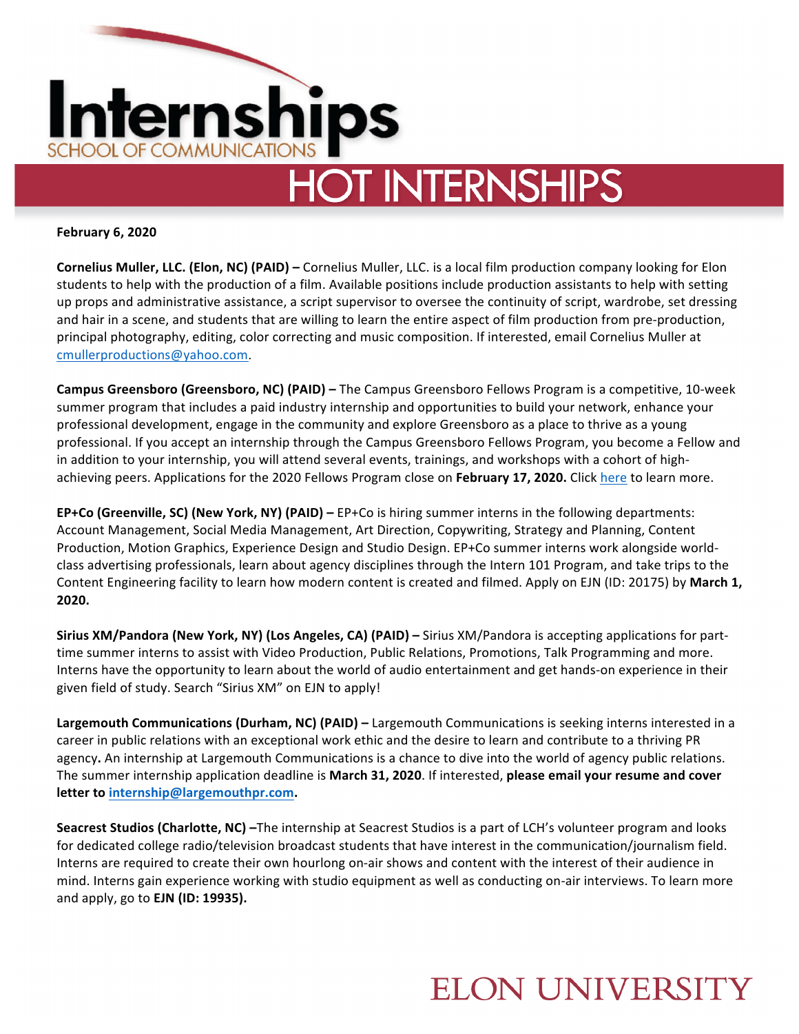# Internships

SCHOOL OF COMMUNICATIONS

## HOT INTERNSHIPS

**February 6, 2020**

**Cornelius Muller, LLC. (Elon, NC) (PAID) –** Cornelius Muller, LLC. is a local film production company looking for Elon students to help with the production of a film. Available positions include production assistants to help with setting up props and administrative assistance, a script supervisor to oversee the continuity of script, wardrobe, set dressing and hair in a scene, and students that are willing to learn the entire aspect of film production from pre-production, principal photography, editing, color correcting and music composition. If interested, email Cornelius Muller at cmullerproductions@yahoo.com.

**Campus Greensboro (Greensboro, NC) (PAID) –** The Campus Greensboro Fellows Program is a competitive, 10-week summer program that includes a paid industry internship and opportunities to build your network, enhance your professional development, engage in the community and explore Greensboro as a place to thrive as a young professional. If you accept an internship through the Campus Greensboro Fellows Program, you become a Fellow and in addition to your internship, you will attend several events, trainings, and workshops with a cohort of high-achieving peers. Applications for the 2020 Fellows Program close on **February 17, 2020.** Click here to learn more.

**EP+Co (Greenville, SC) (New York, NY) (PAID) –** EP+Co is hiring summer interns in the following departments: Account Management, Social Media Management, Art Direction, Copywriting, Strategy and Planning, Content Production, Motion Graphics, Experience Design and Studio Design. EP+Co summer interns work alongside world-class advertising professionals, learn about agency disciplines through the Intern 101 Program, and take trips to the Content Engineering facility to learn how modern content is created and filmed. Apply on EJN (ID: 20175) by **March 1, 2020.**

**Sirius XM/Pandora (New York, NY) (Los Angeles, CA) (PAID) –** Sirius XM/Pandora is accepting applications for part-time summer interns to assist with Video Production, Public Relations, Promotions, Talk Programming and more. Interns have the opportunity to learn about the world of audio entertainment and get hands-on experience in their given field of study. Search "Sirius XM" on EJN to apply!

**Largemouth Communications (Durham, NC) (PAID) –** Largemouth Communications is seeking interns interested in a career in public relations with an exceptional work ethic and the desire to learn and contribute to a thriving PR agency**.** An internship at Largemouth Communications is a chance to dive into the world of agency public relations. The summer internship application deadline is **March 31, 2020**. If interested, **please email your resume and cover letter to internship@largemouthpr.com.**

**Seacrest Studios (Charlotte, NC) –**The internship at Seacrest Studios is a part of LCH's volunteer program and looks for dedicated college radio/television broadcast students that have interest in the communication/journalism field. Interns are required to create their own hourlong on-air shows and content with the interest of their audience in mind. Interns gain experience working with studio equipment as well as conducting on-air interviews. To learn more and apply, go to **EJN (ID: 19935).**

ELON UNIVERSITY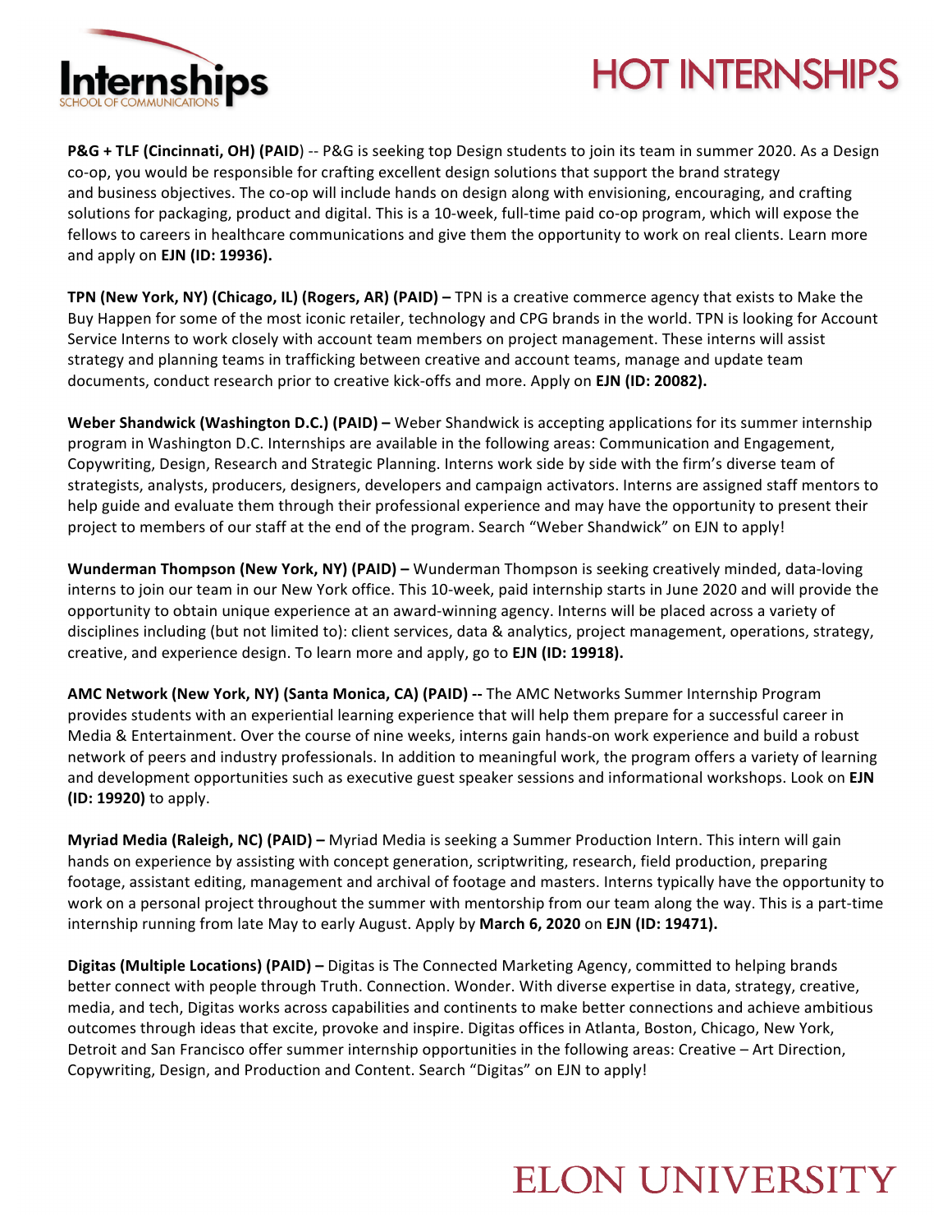**P&G + TLF (Cincinnati, OH) (PAID)** -- P&G is seeking top Design students to join its team in summer 2020. As a Design co-op, you would be responsible for crafting excellent design solutions that support the brand strategy and business objectives. The co-op will include hands on design along with envisioning, encouraging, and crafting solutions for packaging, product and digital. This is a 10-week, full-time paid co-op program, which will expose the fellows to careers in healthcare communications and give them the opportunity to work on real clients. Learn more and apply on **EJN (ID: 19936).**

**TPN (New York, NY) (Chicago, IL) (Rogers, AR) (PAID) –** TPN is a creative commerce agency that exists to Make the Buy Happen for some of the most iconic retailer, technology and CPG brands in the world. TPN is looking for Account Service Interns to work closely with account team members on project management. These interns will assist strategy and planning teams in trafficking between creative and account teams, manage and update team documents, conduct research prior to creative kick-offs and more. Apply on **EJN (ID: 20082).**

**Weber Shandwick (Washington D.C.) (PAID) –** Weber Shandwick is accepting applications for its summer internship program in Washington D.C. Internships are available in the following areas: Communication and Engagement, Copywriting, Design, Research and Strategic Planning. Interns work side by side with the firm's diverse team of strategists, analysts, producers, designers, developers and campaign activators. Interns are assigned staff mentors to help guide and evaluate them through their professional experience and may have the opportunity to present their project to members of our staff at the end of the program. Search "Weber Shandwick" on EJN to apply!

**Wunderman Thompson (New York, NY) (PAID) –** Wunderman Thompson is seeking creatively minded, data-loving interns to join our team in our New York office. This 10-week, paid internship starts in June 2020 and will provide the opportunity to obtain unique experience at an award-winning agency. Interns will be placed across a variety of disciplines including (but not limited to): client services, data & analytics, project management, operations, strategy, creative, and experience design. To learn more and apply, go to **EJN (ID: 19918).**

**AMC Network (New York, NY) (Santa Monica, CA) (PAID) --** The AMC Networks Summer Internship Program provides students with an experiential learning experience that will help them prepare for a successful career in Media & Entertainment. Over the course of nine weeks, interns gain hands-on work experience and build a robust network of peers and industry professionals. In addition to meaningful work, the program offers a variety of learning and development opportunities such as executive guest speaker sessions and informational workshops. Look on **EJN (ID: 19920)** to apply.

**Myriad Media (Raleigh, NC) (PAID) –** Myriad Media is seeking a Summer Production Intern. This intern will gain hands on experience by assisting with concept generation, scriptwriting, research, field production, preparing footage, assistant editing, management and archival of footage and masters. Interns typically have the opportunity to work on a personal project throughout the summer with mentorship from our team along the way. This is a part-time internship running from late May to early August. Apply by **March 6, 2020** on **EJN (ID: 19471).**

**Digitas (Multiple Locations) (PAID) –** Digitas is The Connected Marketing Agency, committed to helping brands better connect with people through Truth. Connection. Wonder. With diverse expertise in data, strategy, creative, media, and tech, Digitas works across capabilities and continents to make better connections and achieve ambitious outcomes through ideas that excite, provoke and inspire. Digitas offices in Atlanta, Boston, Chicago, New York, Detroit and San Francisco offer summer internship opportunities in the following areas: Creative – Art Direction, Copywriting, Design, and Production and Content. Search "Digitas" on EJN to apply!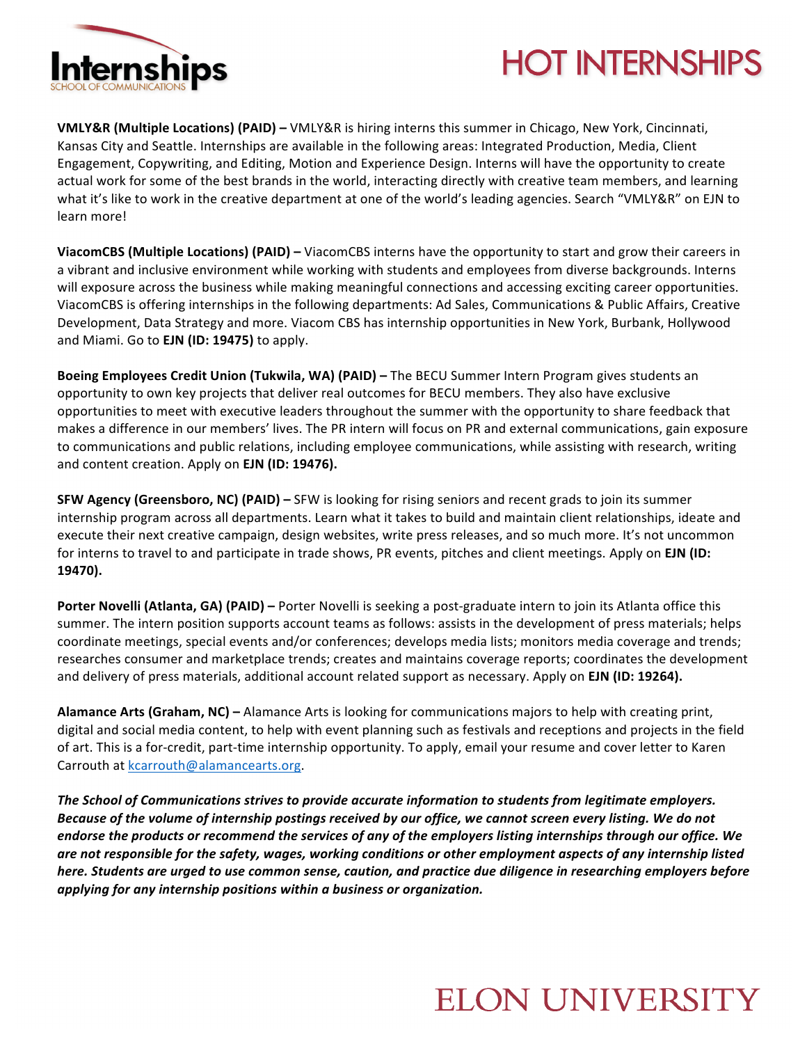# HOT INTERNSHIPS

**VMLY&R (Multiple Locations) (PAID) –** VMLY&R is hiring interns this summer in Chicago, New York, Cincinnati, Kansas City and Seattle. Internships are available in the following areas: Integrated Production, Media, Client Engagement, Copywriting, and Editing, Motion and Experience Design. Interns will have the opportunity to create actual work for some of the best brands in the world, interacting directly with creative team members, and learning what it's like to work in the creative department at one of the world's leading agencies. Search "VMLY&R" on EJN to learn more!

**ViacomCBS (Multiple Locations) (PAID) –** ViacomCBS interns have the opportunity to start and grow their careers in a vibrant and inclusive environment while working with students and employees from diverse backgrounds. Interns will exposure across the business while making meaningful connections and accessing exciting career opportunities. ViacomCBS is offering internships in the following departments: Ad Sales, Communications & Public Affairs, Creative Development, Data Strategy and more. Viacom CBS has internship opportunities in New York, Burbank, Hollywood and Miami. Go to **EJN (ID: 19475)** to apply.

**Boeing Employees Credit Union (Tukwila, WA) (PAID) –** The BECU Summer Intern Program gives students an opportunity to own key projects that deliver real outcomes for BECU members. They also have exclusive opportunities to meet with executive leaders throughout the summer with the opportunity to share feedback that makes a difference in our members' lives. The PR intern will focus on PR and external communications, gain exposure to communications and public relations, including employee communications, while assisting with research, writing and content creation. Apply on **EJN (ID: 19476).**

**SFW Agency (Greensboro, NC) (PAID) –** SFW is looking for rising seniors and recent grads to join its summer internship program across all departments. Learn what it takes to build and maintain client relationships, ideate and execute their next creative campaign, design websites, write press releases, and so much more. It's not uncommon for interns to travel to and participate in trade shows, PR events, pitches and client meetings. Apply on **EJN (ID: 19470).**

**Porter Novelli (Atlanta, GA) (PAID) –** Porter Novelli is seeking a post-graduate intern to join its Atlanta office this summer. The intern position supports account teams as follows: assists in the development of press materials; helps coordinate meetings, special events and/or conferences; develops media lists; monitors media coverage and trends; researches consumer and marketplace trends; creates and maintains coverage reports; coordinates the development and delivery of press materials, additional account related support as necessary. Apply on **EJN (ID: 19264).**

**Alamance Arts (Graham, NC) –** Alamance Arts is looking for communications majors to help with creating print, digital and social media content, to help with event planning such as festivals and receptions and projects in the field of art. This is a for-credit, part-time internship opportunity. To apply, email your resume and cover letter to Karen Carrouth at kcarrouth@alamancearts.org.

***The School of Communications strives to provide accurate information to students from legitimate employers. Because of the volume of internship postings received by our office, we cannot screen every listing. We do not endorse the products or recommend the services of any of the employers listing internships through our office. We are not responsible for the safety, wages, working conditions or other employment aspects of any internship listed here. Students are urged to use common sense, caution, and practice due diligence in researching employers before applying for any internship positions within a business or organization.***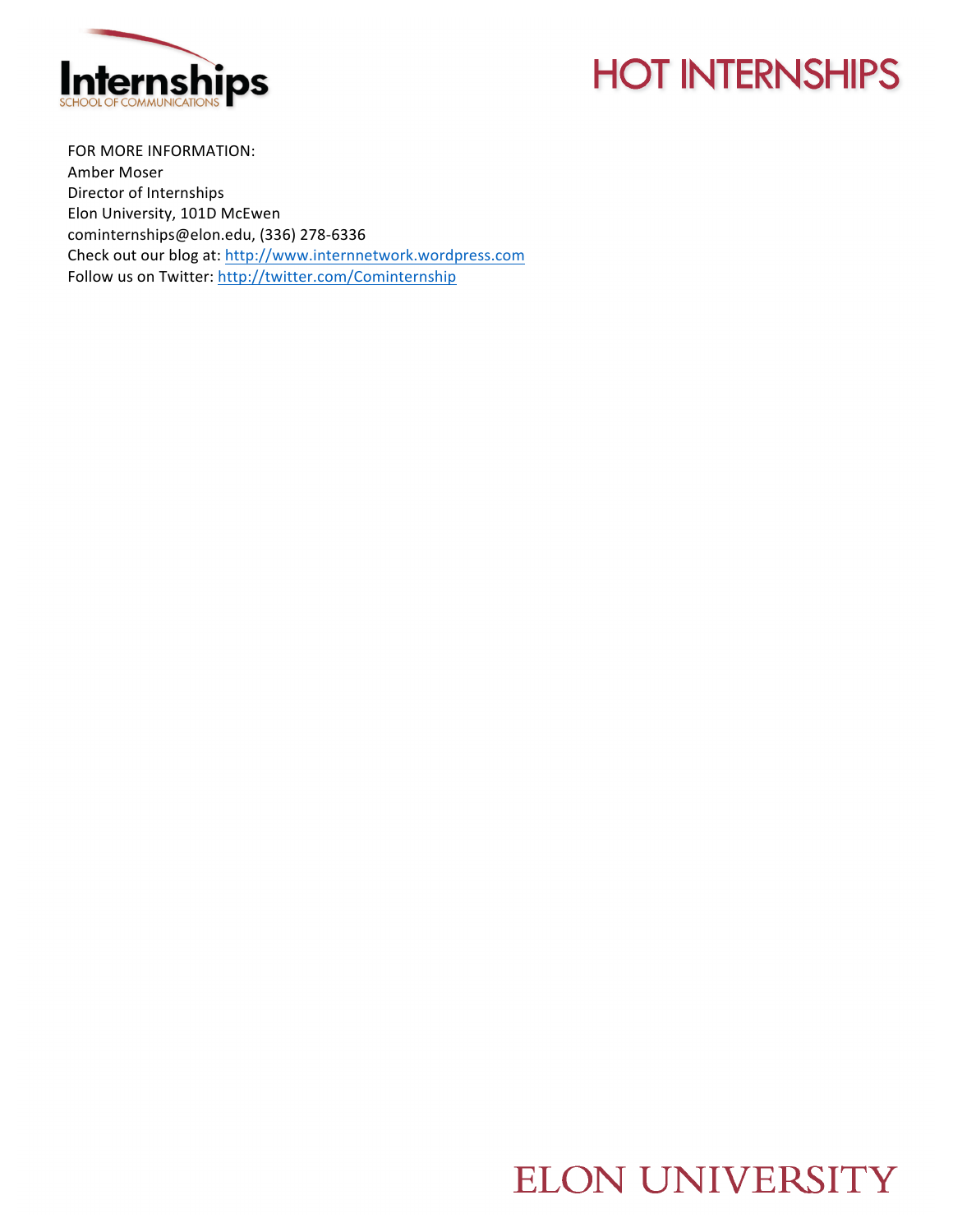FOR MORE INFORMATION:
Amber Moser
Director of Internships
Elon University, 101D McEwen
cominternships@elon.edu, (336) 278-6336
Check out our blog at: http://www.internnetwork.wordpress.com
Follow us on Twitter: http://twitter.com/Cominternship